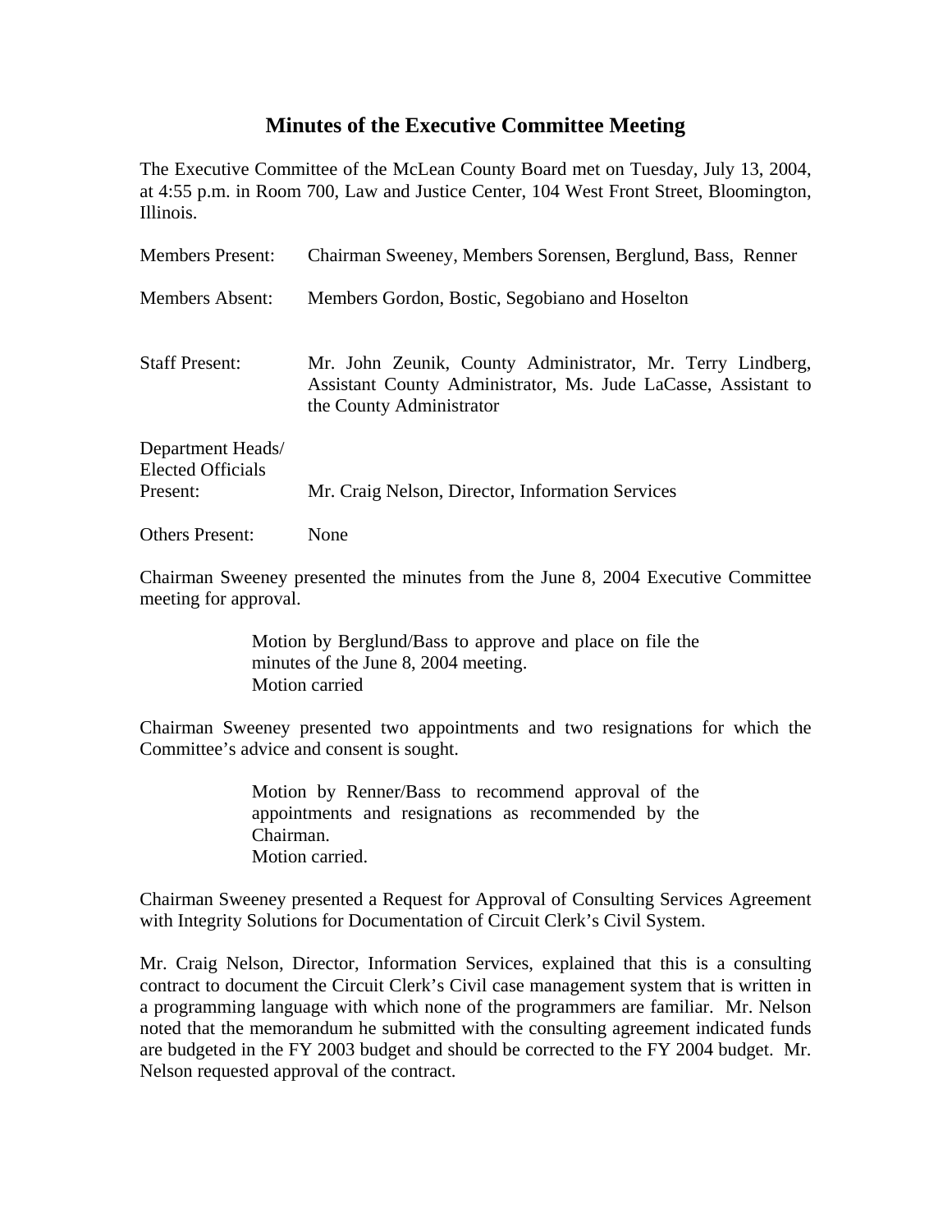# Minutes of the Executive Committee Meeting

The Executive Committee of the McLean County Board met on Tuesday, July 13, 2004, at 4:55 p.m. in Room 700, Law and Justice Center, 104 West Front Street, Bloomington, Illinois.

| | |
|---|---|
| Members Present: | Chairman Sweeney, Members Sorensen, Berglund, Bass, Renner |
| Members Absent: | Members Gordon, Bostic, Segobiano and Hoselton |
| Staff Present: | Mr. John Zeunik, County Administrator, Mr. Terry Lindberg, Assistant County Administrator, Ms. Jude LaCasse, Assistant to the County Administrator |
| Department Heads/ Elected Officials Present: | Mr. Craig Nelson, Director, Information Services |
| Others Present: | None |

Chairman Sweeney presented the minutes from the June 8, 2004 Executive Committee meeting for approval.

> Motion by Berglund/Bass to approve and place on file the minutes of the June 8, 2004 meeting.
> Motion carried

Chairman Sweeney presented two appointments and two resignations for which the Committee's advice and consent is sought.

> Motion by Renner/Bass to recommend approval of the appointments and resignations as recommended by the Chairman.
> Motion carried.

Chairman Sweeney presented a Request for Approval of Consulting Services Agreement with Integrity Solutions for Documentation of Circuit Clerk's Civil System.

Mr. Craig Nelson, Director, Information Services, explained that this is a consulting contract to document the Circuit Clerk's Civil case management system that is written in a programming language with which none of the programmers are familiar. Mr. Nelson noted that the memorandum he submitted with the consulting agreement indicated funds are budgeted in the FY 2003 budget and should be corrected to the FY 2004 budget. Mr. Nelson requested approval of the contract.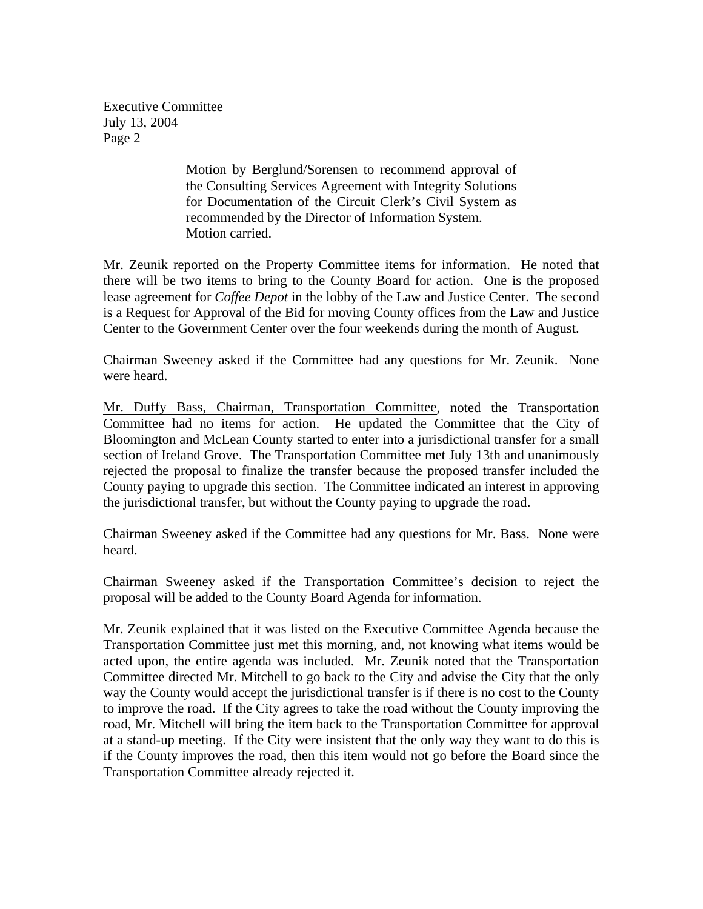Motion by Berglund/Sorensen to recommend approval of the Consulting Services Agreement with Integrity Solutions for Documentation of the Circuit Clerk's Civil System as recommended by the Director of Information System.
Motion carried.

Mr. Zeunik reported on the Property Committee items for information. He noted that there will be two items to bring to the County Board for action. One is the proposed lease agreement for *Coffee Depot* in the lobby of the Law and Justice Center. The second is a Request for Approval of the Bid for moving County offices from the Law and Justice Center to the Government Center over the four weekends during the month of August.

Chairman Sweeney asked if the Committee had any questions for Mr. Zeunik. None were heard.

<u>Mr. Duffy Bass, Chairman, Transportation Committee</u>, noted the Transportation Committee had no items for action. He updated the Committee that the City of Bloomington and McLean County started to enter into a jurisdictional transfer for a small section of Ireland Grove. The Transportation Committee met July 13th and unanimously rejected the proposal to finalize the transfer because the proposed transfer included the County paying to upgrade this section. The Committee indicated an interest in approving the jurisdictional transfer, but without the County paying to upgrade the road.

Chairman Sweeney asked if the Committee had any questions for Mr. Bass. None were heard.

Chairman Sweeney asked if the Transportation Committee's decision to reject the proposal will be added to the County Board Agenda for information.

Mr. Zeunik explained that it was listed on the Executive Committee Agenda because the Transportation Committee just met this morning, and, not knowing what items would be acted upon, the entire agenda was included. Mr. Zeunik noted that the Transportation Committee directed Mr. Mitchell to go back to the City and advise the City that the only way the County would accept the jurisdictional transfer is if there is no cost to the County to improve the road. If the City agrees to take the road without the County improving the road, Mr. Mitchell will bring the item back to the Transportation Committee for approval at a stand-up meeting. If the City were insistent that the only way they want to do this is if the County improves the road, then this item would not go before the Board since the Transportation Committee already rejected it.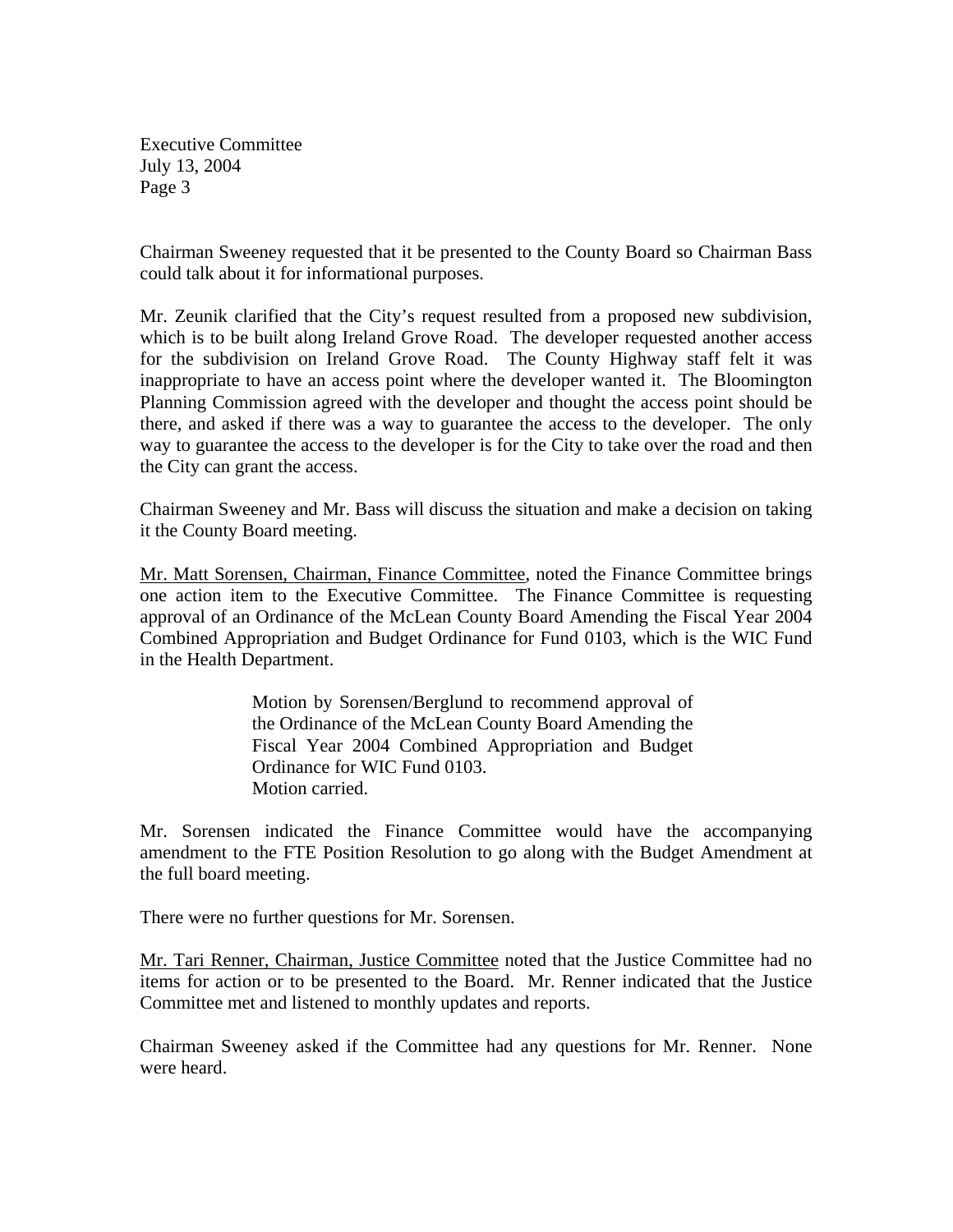Chairman Sweeney requested that it be presented to the County Board so Chairman Bass could talk about it for informational purposes.

Mr. Zeunik clarified that the City's request resulted from a proposed new subdivision, which is to be built along Ireland Grove Road. The developer requested another access for the subdivision on Ireland Grove Road. The County Highway staff felt it was inappropriate to have an access point where the developer wanted it. The Bloomington Planning Commission agreed with the developer and thought the access point should be there, and asked if there was a way to guarantee the access to the developer. The only way to guarantee the access to the developer is for the City to take over the road and then the City can grant the access.

Chairman Sweeney and Mr. Bass will discuss the situation and make a decision on taking it the County Board meeting.

<u>Mr. Matt Sorensen, Chairman, Finance Committee</u>, noted the Finance Committee brings one action item to the Executive Committee. The Finance Committee is requesting approval of an Ordinance of the McLean County Board Amending the Fiscal Year 2004 Combined Appropriation and Budget Ordinance for Fund 0103, which is the WIC Fund in the Health Department.

> Motion by Sorensen/Berglund to recommend approval of the Ordinance of the McLean County Board Amending the Fiscal Year 2004 Combined Appropriation and Budget Ordinance for WIC Fund 0103.
> Motion carried.

Mr. Sorensen indicated the Finance Committee would have the accompanying amendment to the FTE Position Resolution to go along with the Budget Amendment at the full board meeting.

There were no further questions for Mr. Sorensen.

<u>Mr. Tari Renner, Chairman, Justice Committee</u> noted that the Justice Committee had no items for action or to be presented to the Board. Mr. Renner indicated that the Justice Committee met and listened to monthly updates and reports.

Chairman Sweeney asked if the Committee had any questions for Mr. Renner. None were heard.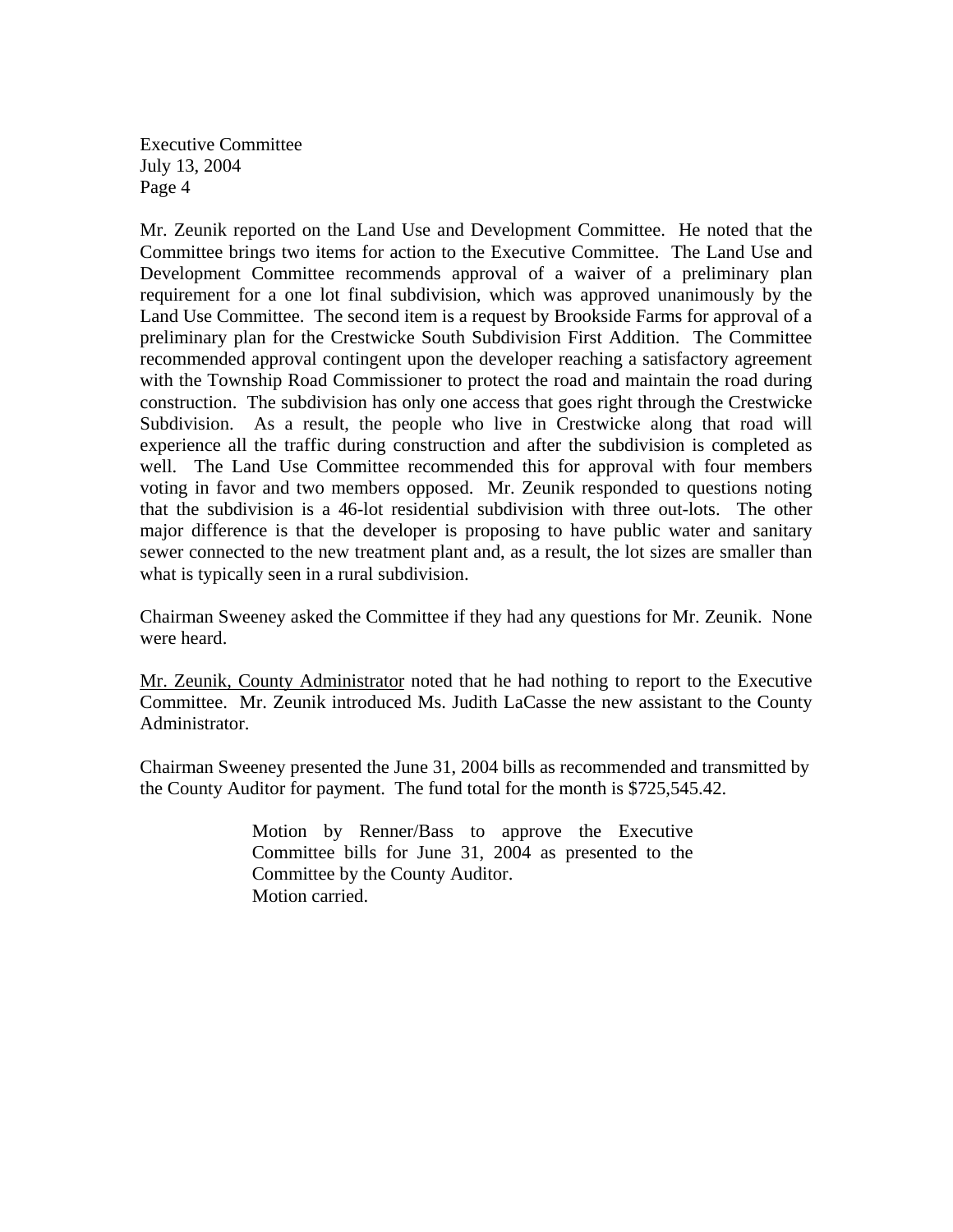Mr. Zeunik reported on the Land Use and Development Committee. He noted that the Committee brings two items for action to the Executive Committee. The Land Use and Development Committee recommends approval of a waiver of a preliminary plan requirement for a one lot final subdivision, which was approved unanimously by the Land Use Committee. The second item is a request by Brookside Farms for approval of a preliminary plan for the Crestwicke South Subdivision First Addition. The Committee recommended approval contingent upon the developer reaching a satisfactory agreement with the Township Road Commissioner to protect the road and maintain the road during construction. The subdivision has only one access that goes right through the Crestwicke Subdivision. As a result, the people who live in Crestwicke along that road will experience all the traffic during construction and after the subdivision is completed as well. The Land Use Committee recommended this for approval with four members voting in favor and two members opposed. Mr. Zeunik responded to questions noting that the subdivision is a 46-lot residential subdivision with three out-lots. The other major difference is that the developer is proposing to have public water and sanitary sewer connected to the new treatment plant and, as a result, the lot sizes are smaller than what is typically seen in a rural subdivision.

Chairman Sweeney asked the Committee if they had any questions for Mr. Zeunik. None were heard.

<u>Mr. Zeunik, County Administrator</u> noted that he had nothing to report to the Executive Committee. Mr. Zeunik introduced Ms. Judith LaCasse the new assistant to the County Administrator.

Chairman Sweeney presented the June 31, 2004 bills as recommended and transmitted by the County Auditor for payment. The fund total for the month is $725,545.42.

> Motion by Renner/Bass to approve the Executive Committee bills for June 31, 2004 as presented to the Committee by the County Auditor.
> Motion carried.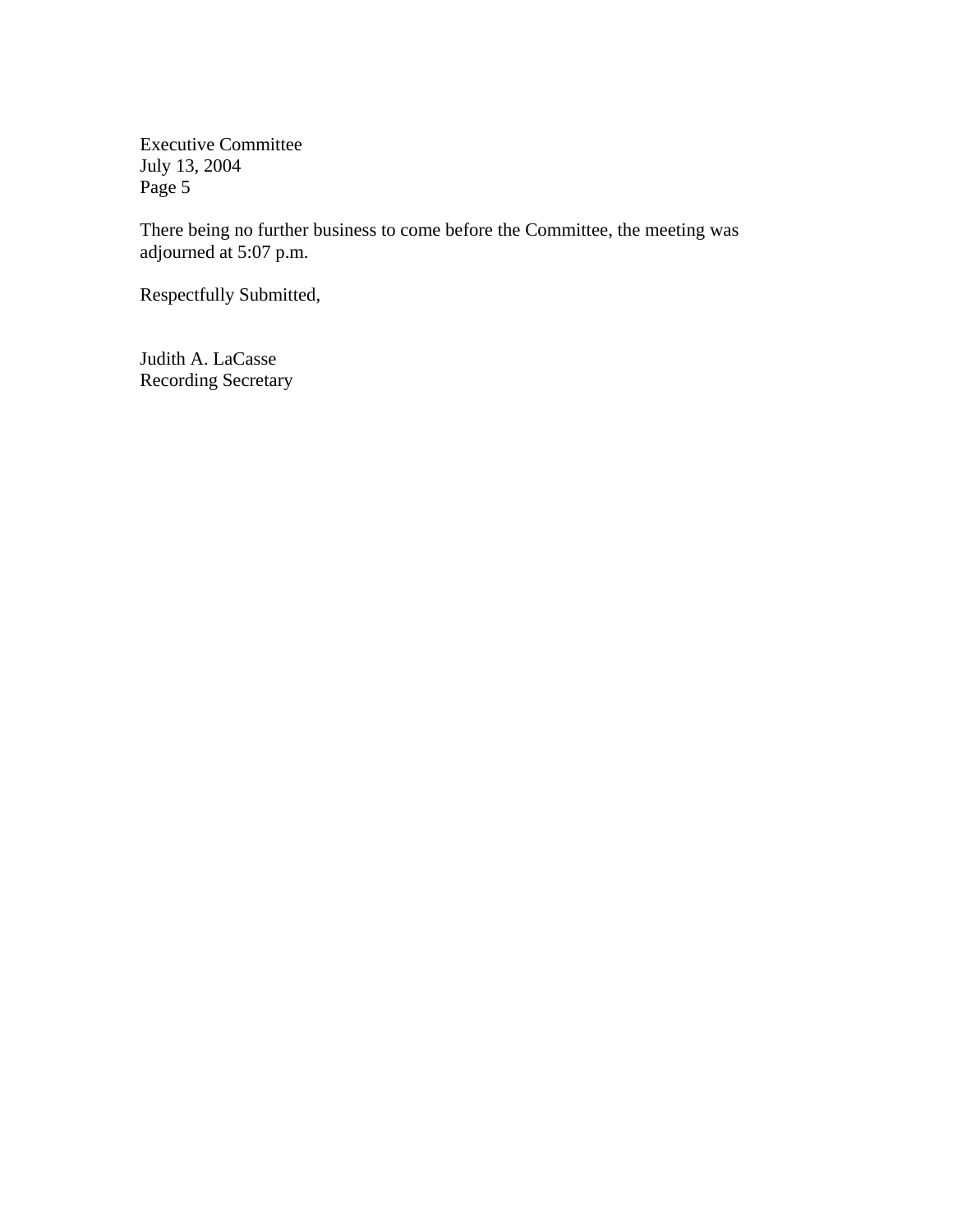There being no further business to come before the Committee, the meeting was adjourned at 5:07 p.m.

Respectfully Submitted,

Judith A. LaCasse
Recording Secretary